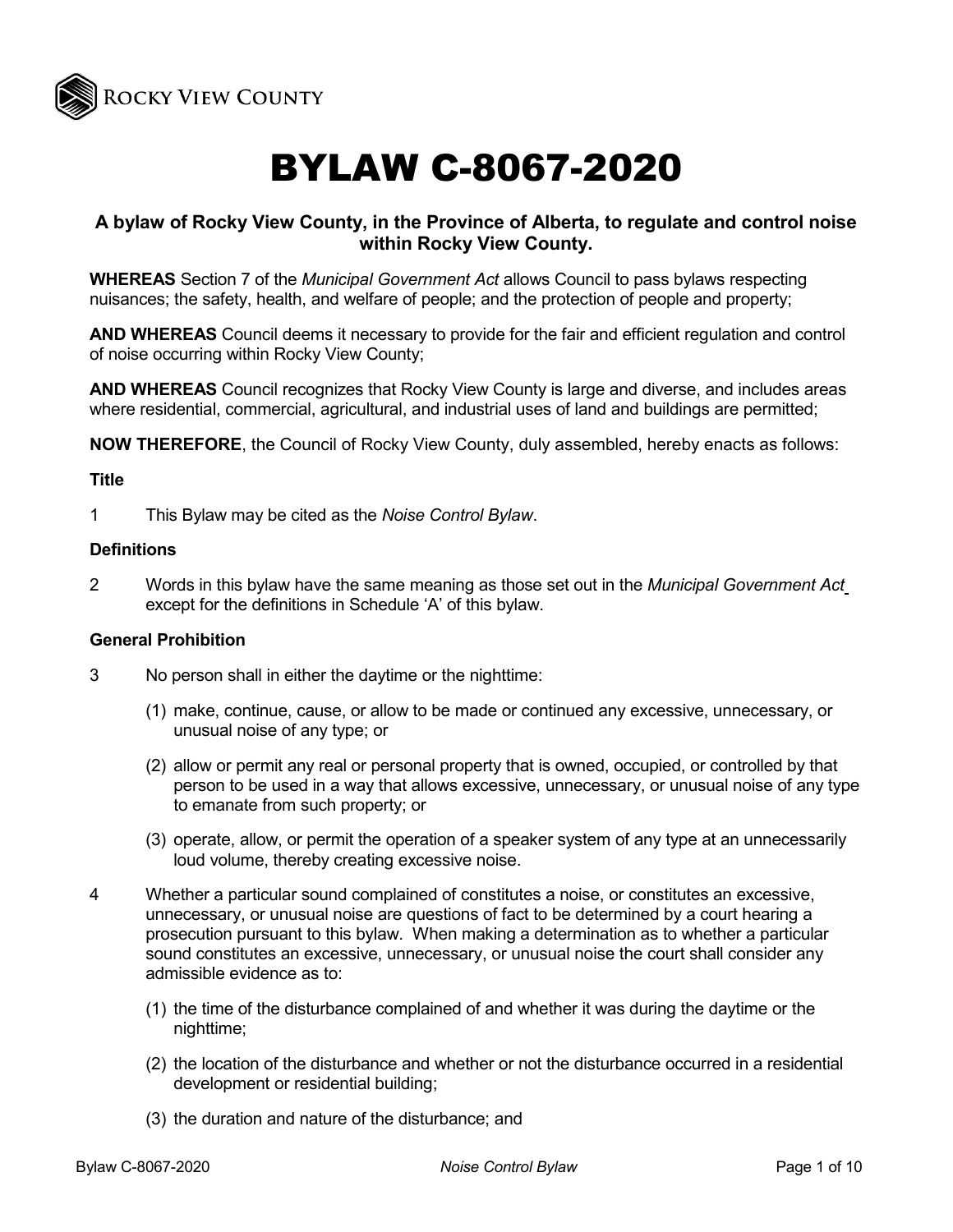# BYLAW C-8067-2020

**A bylaw of Rocky View County, in the Province of Alberta, to regulate and control noise within Rocky View County.**

**WHEREAS** Section 7 of the *Municipal Government Act* allows Council to pass bylaws respecting nuisances; the safety, health, and welfare of people; and the protection of people and property;

**AND WHEREAS** Council deems it necessary to provide for the fair and efficient regulation and control of noise occurring within Rocky View County;

**AND WHEREAS** Council recognizes that Rocky View County is large and diverse, and includes areas where residential, commercial, agricultural, and industrial uses of land and buildings are permitted;

**NOW THEREFORE**, the Council of Rocky View County, duly assembled, hereby enacts as follows:

**Title**

1 This Bylaw may be cited as the *Noise Control Bylaw*.

**Definitions**

2 Words in this bylaw have the same meaning as those set out in the *Municipal Government Act* except for the definitions in Schedule 'A' of this bylaw.

**General Prohibition**

3 No person shall in either the daytime or the nighttime:

(1) make, continue, cause, or allow to be made or continued any excessive, unnecessary, or unusual noise of any type; or

(2) allow or permit any real or personal property that is owned, occupied, or controlled by that person to be used in a way that allows excessive, unnecessary, or unusual noise of any type to emanate from such property; or

(3) operate, allow, or permit the operation of a speaker system of any type at an unnecessarily loud volume, thereby creating excessive noise.

4 Whether a particular sound complained of constitutes a noise, or constitutes an excessive, unnecessary, or unusual noise are questions of fact to be determined by a court hearing a prosecution pursuant to this bylaw. When making a determination as to whether a particular sound constitutes an excessive, unnecessary, or unusual noise the court shall consider any admissible evidence as to:

(1) the time of the disturbance complained of and whether it was during the daytime or the nighttime;

(2) the location of the disturbance and whether or not the disturbance occurred in a residential development or residential building;

(3) the duration and nature of the disturbance; and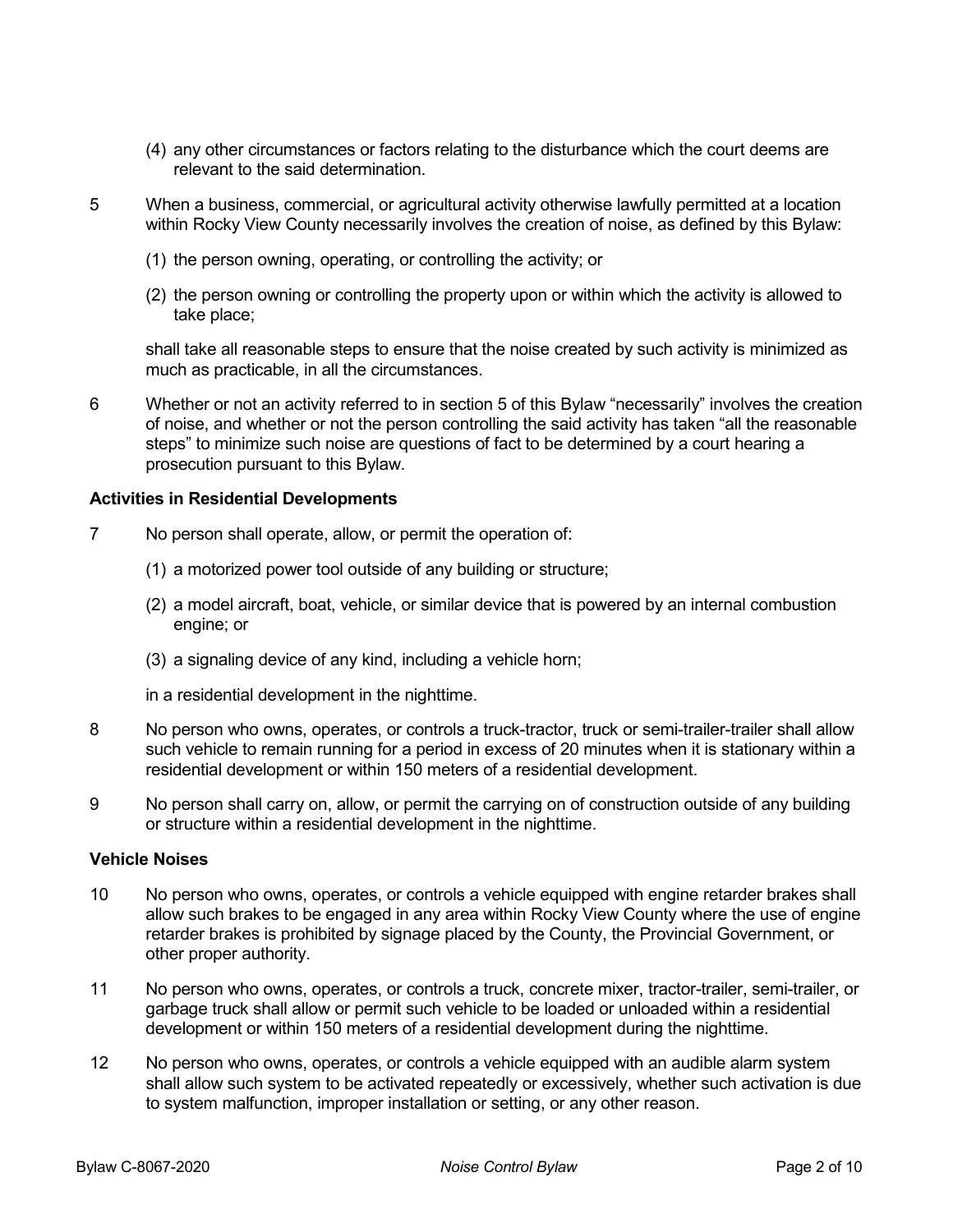(4) any other circumstances or factors relating to the disturbance which the court deems are relevant to the said determination.

5 When a business, commercial, or agricultural activity otherwise lawfully permitted at a location within Rocky View County necessarily involves the creation of noise, as defined by this Bylaw:

(1) the person owning, operating, or controlling the activity; or

(2) the person owning or controlling the property upon or within which the activity is allowed to take place;

shall take all reasonable steps to ensure that the noise created by such activity is minimized as much as practicable, in all the circumstances.

6 Whether or not an activity referred to in section 5 of this Bylaw "necessarily" involves the creation of noise, and whether or not the person controlling the said activity has taken "all the reasonable steps" to minimize such noise are questions of fact to be determined by a court hearing a prosecution pursuant to this Bylaw.

**Activities in Residential Developments**

7 No person shall operate, allow, or permit the operation of:

(1) a motorized power tool outside of any building or structure;

(2) a model aircraft, boat, vehicle, or similar device that is powered by an internal combustion engine; or

(3) a signaling device of any kind, including a vehicle horn;

in a residential development in the nighttime.

8 No person who owns, operates, or controls a truck-tractor, truck or semi-trailer-trailer shall allow such vehicle to remain running for a period in excess of 20 minutes when it is stationary within a residential development or within 150 meters of a residential development.

9 No person shall carry on, allow, or permit the carrying on of construction outside of any building or structure within a residential development in the nighttime.

**Vehicle Noises**

10 No person who owns, operates, or controls a vehicle equipped with engine retarder brakes shall allow such brakes to be engaged in any area within Rocky View County where the use of engine retarder brakes is prohibited by signage placed by the County, the Provincial Government, or other proper authority.

11 No person who owns, operates, or controls a truck, concrete mixer, tractor-trailer, semi-trailer, or garbage truck shall allow or permit such vehicle to be loaded or unloaded within a residential development or within 150 meters of a residential development during the nighttime.

12 No person who owns, operates, or controls a vehicle equipped with an audible alarm system shall allow such system to be activated repeatedly or excessively, whether such activation is due to system malfunction, improper installation or setting, or any other reason.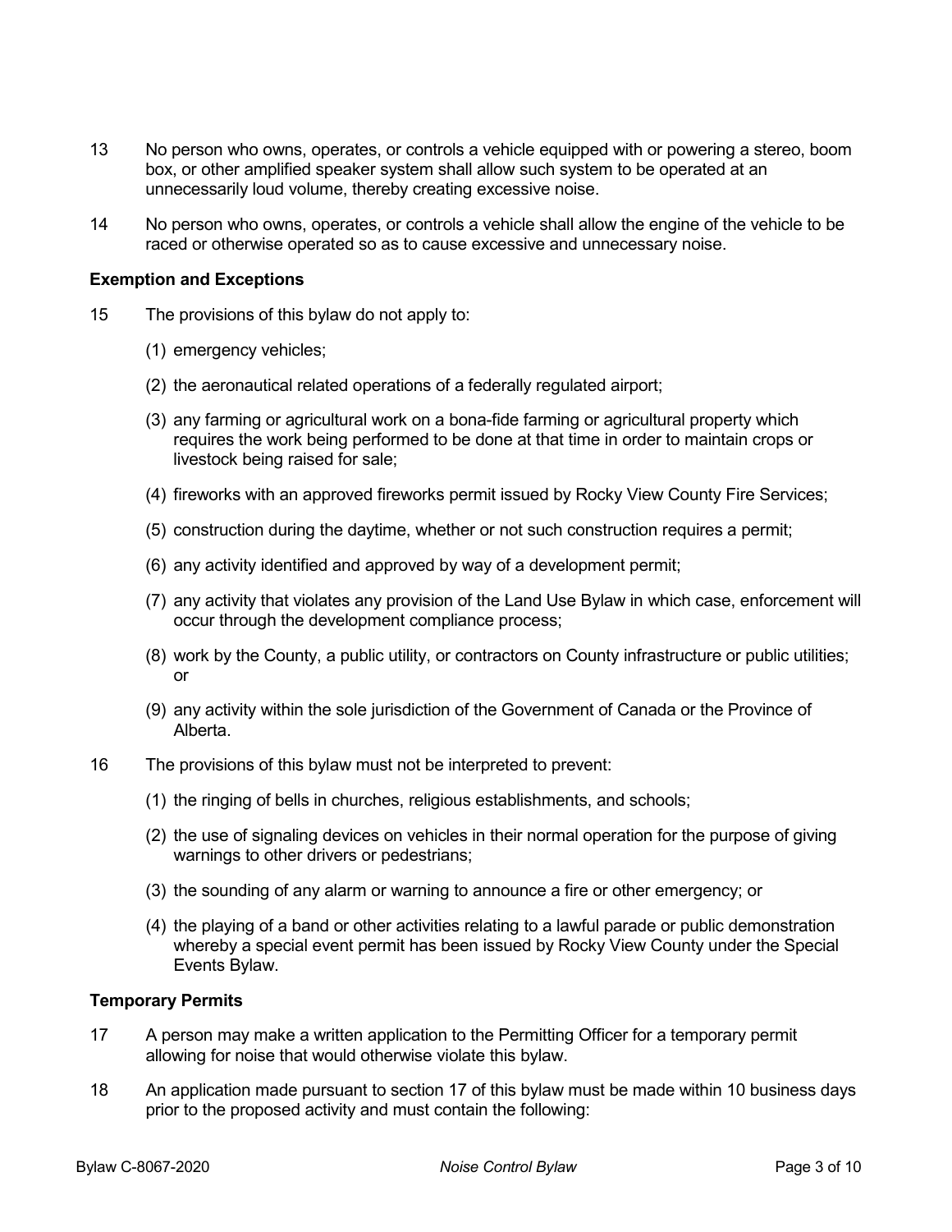13 No person who owns, operates, or controls a vehicle equipped with or powering a stereo, boom box, or other amplified speaker system shall allow such system to be operated at an unnecessarily loud volume, thereby creating excessive noise.

14 No person who owns, operates, or controls a vehicle shall allow the engine of the vehicle to be raced or otherwise operated so as to cause excessive and unnecessary noise.

### Exemption and Exceptions

15 The provisions of this bylaw do not apply to:

(1) emergency vehicles;

(2) the aeronautical related operations of a federally regulated airport;

(3) any farming or agricultural work on a bona-fide farming or agricultural property which requires the work being performed to be done at that time in order to maintain crops or livestock being raised for sale;

(4) fireworks with an approved fireworks permit issued by Rocky View County Fire Services;

(5) construction during the daytime, whether or not such construction requires a permit;

(6) any activity identified and approved by way of a development permit;

(7) any activity that violates any provision of the Land Use Bylaw in which case, enforcement will occur through the development compliance process;

(8) work by the County, a public utility, or contractors on County infrastructure or public utilities; or

(9) any activity within the sole jurisdiction of the Government of Canada or the Province of Alberta.

16 The provisions of this bylaw must not be interpreted to prevent:

(1) the ringing of bells in churches, religious establishments, and schools;

(2) the use of signaling devices on vehicles in their normal operation for the purpose of giving warnings to other drivers or pedestrians;

(3) the sounding of any alarm or warning to announce a fire or other emergency; or

(4) the playing of a band or other activities relating to a lawful parade or public demonstration whereby a special event permit has been issued by Rocky View County under the Special Events Bylaw.

### Temporary Permits

17 A person may make a written application to the Permitting Officer for a temporary permit allowing for noise that would otherwise violate this bylaw.

18 An application made pursuant to section 17 of this bylaw must be made within 10 business days prior to the proposed activity and must contain the following: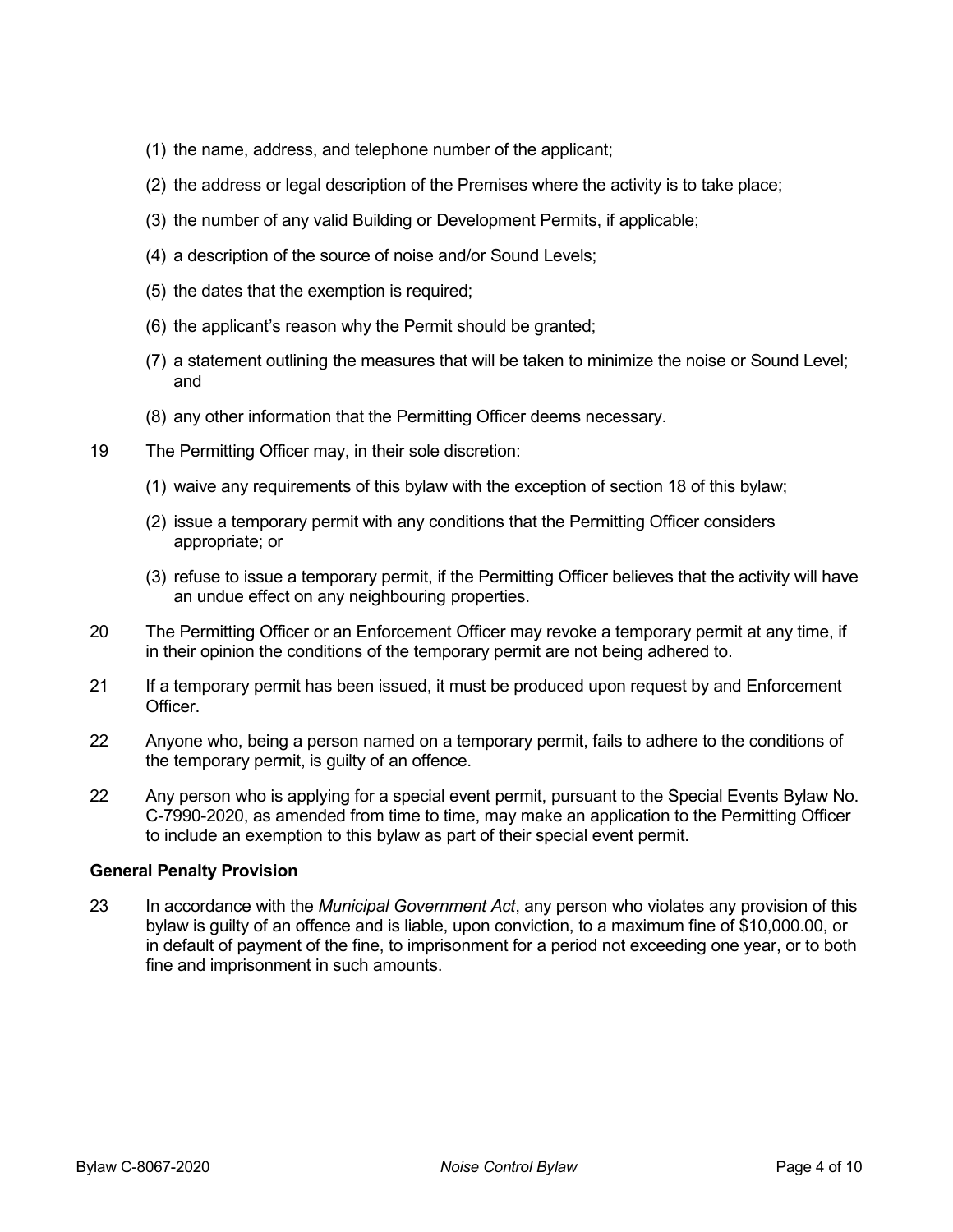(1) the name, address, and telephone number of the applicant;

(2) the address or legal description of the Premises where the activity is to take place;

(3) the number of any valid Building or Development Permits, if applicable;

(4) a description of the source of noise and/or Sound Levels;

(5) the dates that the exemption is required;

(6) the applicant's reason why the Permit should be granted;

(7) a statement outlining the measures that will be taken to minimize the noise or Sound Level; and

(8) any other information that the Permitting Officer deems necessary.

19 The Permitting Officer may, in their sole discretion:

(1) waive any requirements of this bylaw with the exception of section 18 of this bylaw;

(2) issue a temporary permit with any conditions that the Permitting Officer considers appropriate; or

(3) refuse to issue a temporary permit, if the Permitting Officer believes that the activity will have an undue effect on any neighbouring properties.

20 The Permitting Officer or an Enforcement Officer may revoke a temporary permit at any time, if in their opinion the conditions of the temporary permit are not being adhered to.

21 If a temporary permit has been issued, it must be produced upon request by and Enforcement Officer.

22 Anyone who, being a person named on a temporary permit, fails to adhere to the conditions of the temporary permit, is guilty of an offence.

22 Any person who is applying for a special event permit, pursuant to the Special Events Bylaw No. C-7990-2020, as amended from time to time, may make an application to the Permitting Officer to include an exemption to this bylaw as part of their special event permit.

**General Penalty Provision**

23 In accordance with the *Municipal Government Act*, any person who violates any provision of this bylaw is guilty of an offence and is liable, upon conviction, to a maximum fine of $10,000.00, or in default of payment of the fine, to imprisonment for a period not exceeding one year, or to both fine and imprisonment in such amounts.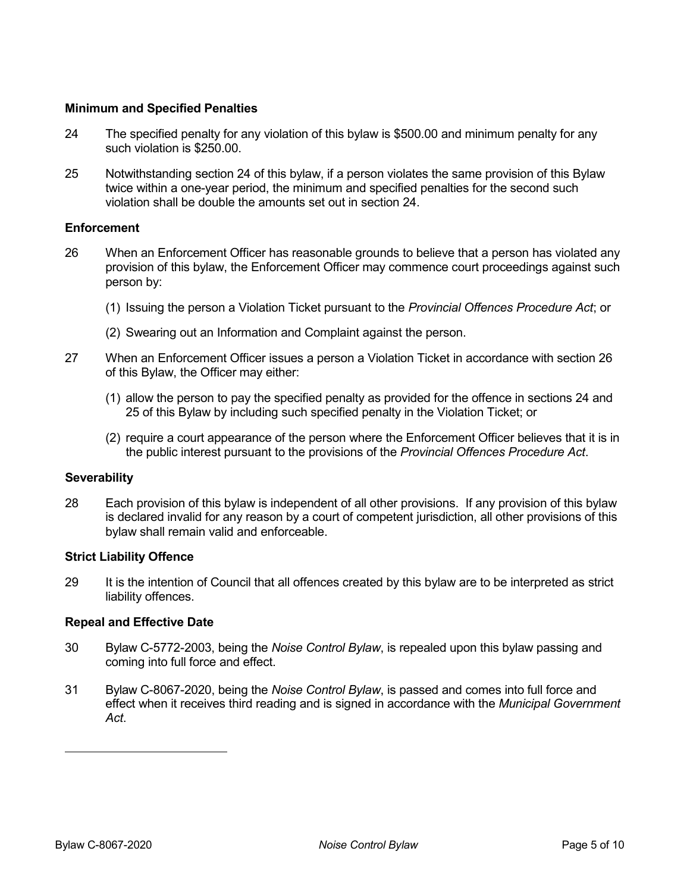### Minimum and Specified Penalties

24 The specified penalty for any violation of this bylaw is $500.00 and minimum penalty for any such violation is $250.00.

25 Notwithstanding section 24 of this bylaw, if a person violates the same provision of this Bylaw twice within a one-year period, the minimum and specified penalties for the second such violation shall be double the amounts set out in section 24.

### Enforcement

26 When an Enforcement Officer has reasonable grounds to believe that a person has violated any provision of this bylaw, the Enforcement Officer may commence court proceedings against such person by:

(1) Issuing the person a Violation Ticket pursuant to the *Provincial Offences Procedure Act*; or

(2) Swearing out an Information and Complaint against the person.

27 When an Enforcement Officer issues a person a Violation Ticket in accordance with section 26 of this Bylaw, the Officer may either:

(1) allow the person to pay the specified penalty as provided for the offence in sections 24 and 25 of this Bylaw by including such specified penalty in the Violation Ticket; or

(2) require a court appearance of the person where the Enforcement Officer believes that it is in the public interest pursuant to the provisions of the *Provincial Offences Procedure Act*.

### Severability

28 Each provision of this bylaw is independent of all other provisions. If any provision of this bylaw is declared invalid for any reason by a court of competent jurisdiction, all other provisions of this bylaw shall remain valid and enforceable.

### Strict Liability Offence

29 It is the intention of Council that all offences created by this bylaw are to be interpreted as strict liability offences.

### Repeal and Effective Date

30 Bylaw C-5772-2003, being the *Noise Control Bylaw*, is repealed upon this bylaw passing and coming into full force and effect.

31 Bylaw C-8067-2020, being the *Noise Control Bylaw*, is passed and comes into full force and effect when it receives third reading and is signed in accordance with the *Municipal Government Act*.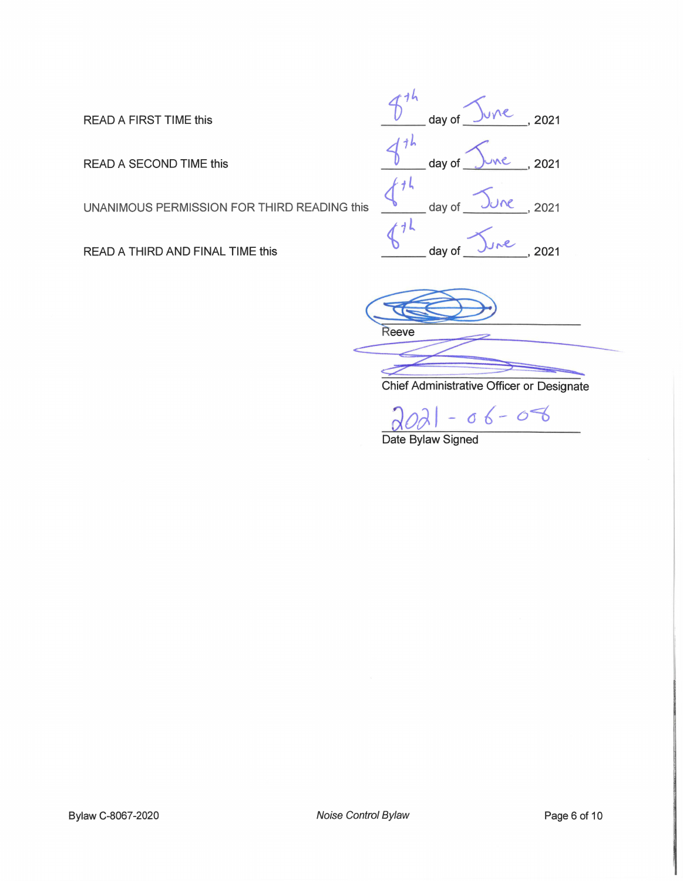READ A FIRST TIME this 8th day of June, 2021

READ A SECOND TIME this 8th day of June, 2021

UNANIMOUS PERMISSION FOR THIRD READING this 8th day of June, 2021

READ A THIRD AND FINAL TIME this 8th day of June, 2021

Reeve

Chief Administrative Officer or Designate

2021-06-08

Date Bylaw Signed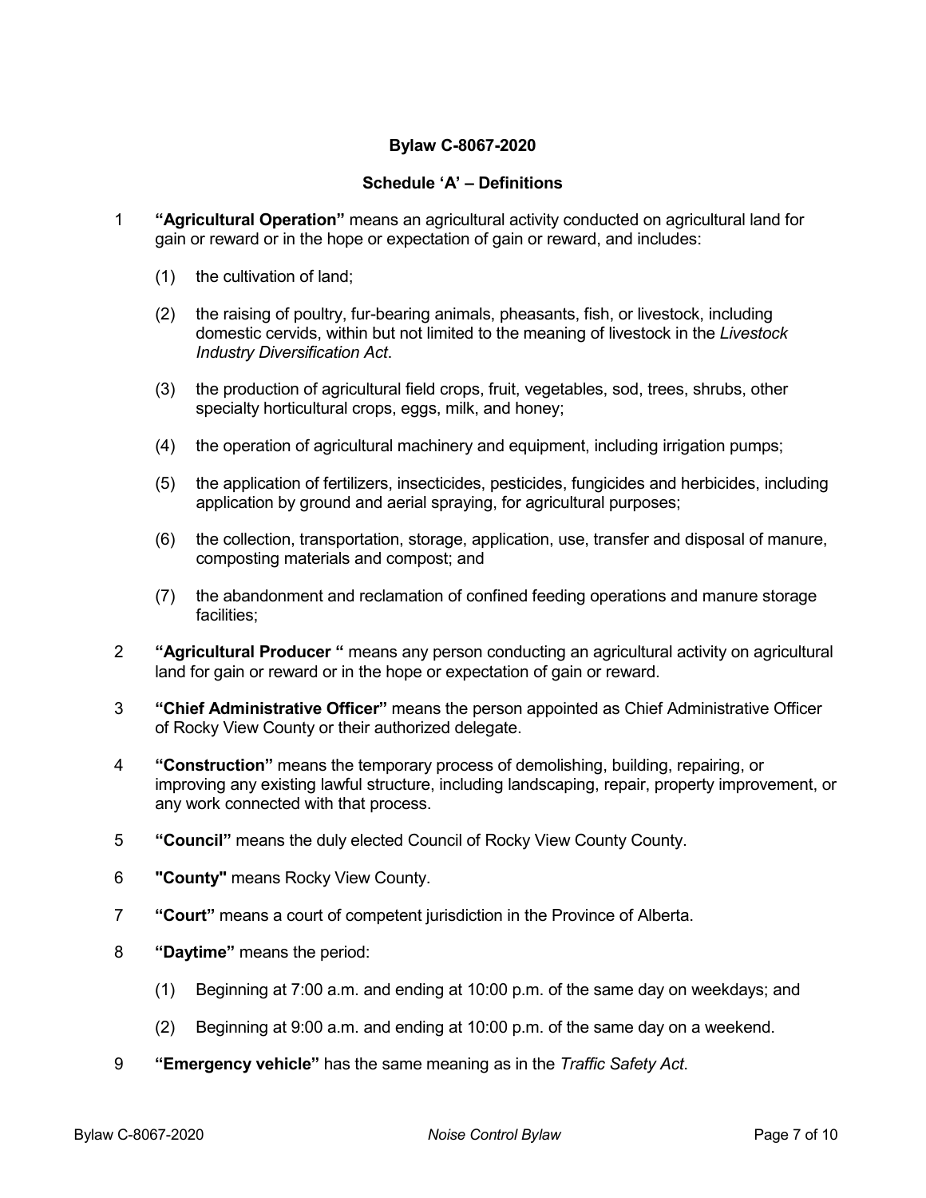**Bylaw C-8067-2020**

**Schedule 'A' – Definitions**

1 **"Agricultural Operation"** means an agricultural activity conducted on agricultural land for gain or reward or in the hope or expectation of gain or reward, and includes:

   (1) the cultivation of land;

   (2) the raising of poultry, fur-bearing animals, pheasants, fish, or livestock, including domestic cervids, within but not limited to the meaning of livestock in the *Livestock Industry Diversification Act*.

   (3) the production of agricultural field crops, fruit, vegetables, sod, trees, shrubs, other specialty horticultural crops, eggs, milk, and honey;

   (4) the operation of agricultural machinery and equipment, including irrigation pumps;

   (5) the application of fertilizers, insecticides, pesticides, fungicides and herbicides, including application by ground and aerial spraying, for agricultural purposes;

   (6) the collection, transportation, storage, application, use, transfer and disposal of manure, composting materials and compost; and

   (7) the abandonment and reclamation of confined feeding operations and manure storage facilities;

2 **"Agricultural Producer "** means any person conducting an agricultural activity on agricultural land for gain or reward or in the hope or expectation of gain or reward.

3 **"Chief Administrative Officer"** means the person appointed as Chief Administrative Officer of Rocky View County or their authorized delegate.

4 **"Construction"** means the temporary process of demolishing, building, repairing, or improving any existing lawful structure, including landscaping, repair, property improvement, or any work connected with that process.

5 **"Council"** means the duly elected Council of Rocky View County County.

6 **"County"** means Rocky View County.

7 **"Court"** means a court of competent jurisdiction in the Province of Alberta.

8 **"Daytime"** means the period:

   (1) Beginning at 7:00 a.m. and ending at 10:00 p.m. of the same day on weekdays; and

   (2) Beginning at 9:00 a.m. and ending at 10:00 p.m. of the same day on a weekend.

9 **"Emergency vehicle"** has the same meaning as in the *Traffic Safety Act*.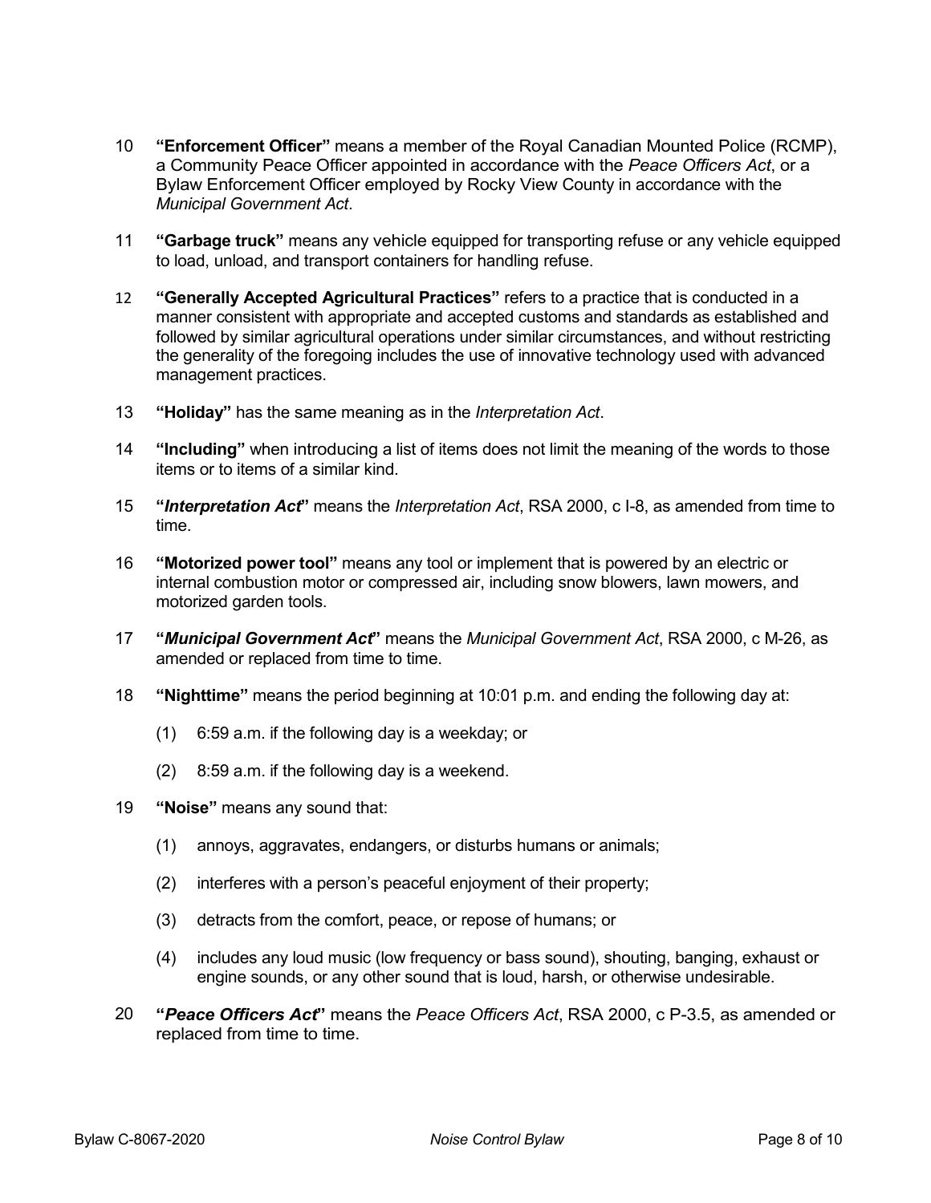10 **"Enforcement Officer"** means a member of the Royal Canadian Mounted Police (RCMP), a Community Peace Officer appointed in accordance with the *Peace Officers Act*, or a Bylaw Enforcement Officer employed by Rocky View County in accordance with the *Municipal Government Act*.

11 **"Garbage truck"** means any vehicle equipped for transporting refuse or any vehicle equipped to load, unload, and transport containers for handling refuse.

12 **"Generally Accepted Agricultural Practices"** refers to a practice that is conducted in a manner consistent with appropriate and accepted customs and standards as established and followed by similar agricultural operations under similar circumstances, and without restricting the generality of the foregoing includes the use of innovative technology used with advanced management practices.

13 **"Holiday"** has the same meaning as in the *Interpretation Act*.

14 **"Including"** when introducing a list of items does not limit the meaning of the words to those items or to items of a similar kind.

15 **"*Interpretation Act*"** means the *Interpretation Act*, RSA 2000, c I-8, as amended from time to time.

16 **"Motorized power tool"** means any tool or implement that is powered by an electric or internal combustion motor or compressed air, including snow blowers, lawn mowers, and motorized garden tools.

17 **"*Municipal Government Act*"** means the *Municipal Government Act*, RSA 2000, c M-26, as amended or replaced from time to time.

18 **"Nighttime"** means the period beginning at 10:01 p.m. and ending the following day at:

(1) 6:59 a.m. if the following day is a weekday; or

(2) 8:59 a.m. if the following day is a weekend.

19 **"Noise"** means any sound that:

(1) annoys, aggravates, endangers, or disturbs humans or animals;

(2) interferes with a person's peaceful enjoyment of their property;

(3) detracts from the comfort, peace, or repose of humans; or

(4) includes any loud music (low frequency or bass sound), shouting, banging, exhaust or engine sounds, or any other sound that is loud, harsh, or otherwise undesirable.

20 **"*Peace Officers Act*"** means the *Peace Officers Act*, RSA 2000, c P-3.5, as amended or replaced from time to time.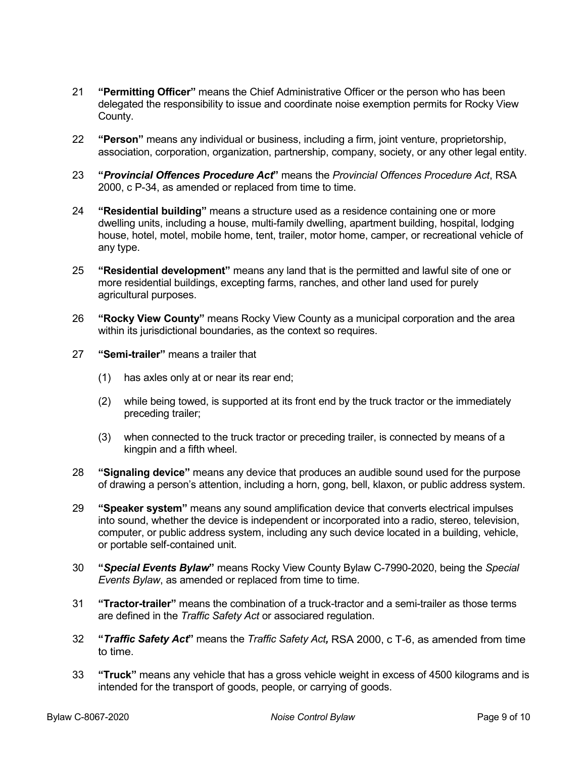21 **"Permitting Officer"** means the Chief Administrative Officer or the person who has been delegated the responsibility to issue and coordinate noise exemption permits for Rocky View County.

22 **"Person"** means any individual or business, including a firm, joint venture, proprietorship, association, corporation, organization, partnership, company, society, or any other legal entity.

23 **"*Provincial Offences Procedure Act*"** means the *Provincial Offences Procedure Act*, RSA 2000, c P-34, as amended or replaced from time to time.

24 **"Residential building"** means a structure used as a residence containing one or more dwelling units, including a house, multi-family dwelling, apartment building, hospital, lodging house, hotel, motel, mobile home, tent, trailer, motor home, camper, or recreational vehicle of any type.

25 **"Residential development"** means any land that is the permitted and lawful site of one or more residential buildings, excepting farms, ranches, and other land used for purely agricultural purposes.

26 **"Rocky View County"** means Rocky View County as a municipal corporation and the area within its jurisdictional boundaries, as the context so requires.

27 **"Semi-trailer"** means a trailer that

(1) has axles only at or near its rear end;

(2) while being towed, is supported at its front end by the truck tractor or the immediately preceding trailer;

(3) when connected to the truck tractor or preceding trailer, is connected by means of a kingpin and a fifth wheel.

28 **"Signaling device"** means any device that produces an audible sound used for the purpose of drawing a person's attention, including a horn, gong, bell, klaxon, or public address system.

29 **"Speaker system"** means any sound amplification device that converts electrical impulses into sound, whether the device is independent or incorporated into a radio, stereo, television, computer, or public address system, including any such device located in a building, vehicle, or portable self-contained unit.

30 **"*Special Events Bylaw*"** means Rocky View County Bylaw C-7990-2020, being the *Special Events Bylaw*, as amended or replaced from time to time.

31 **"Tractor-trailer"** means the combination of a truck-tractor and a semi-trailer as those terms are defined in the *Traffic Safety Act* or associared regulation.

32 **"*Traffic Safety Act*"** means the *Traffic Safety Act***,** RSA 2000, c T-6, as amended from time to time.

33 **"Truck"** means any vehicle that has a gross vehicle weight in excess of 4500 kilograms and is intended for the transport of goods, people, or carrying of goods.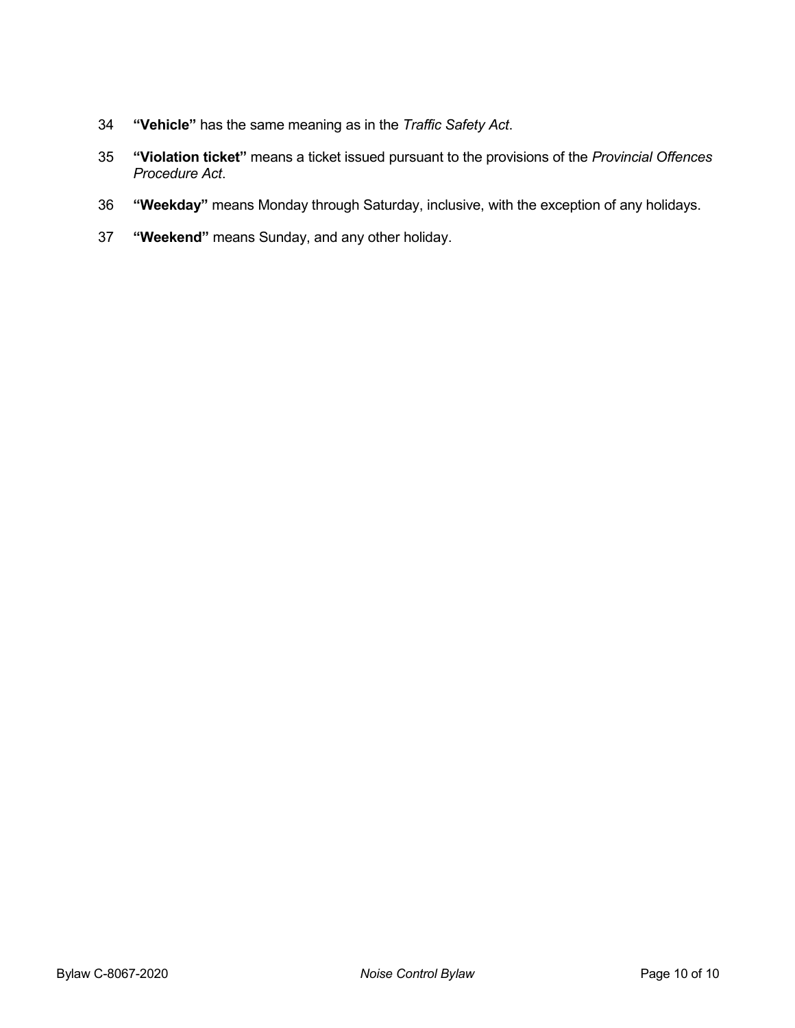34 **"Vehicle"** has the same meaning as in the *Traffic Safety Act*.

35 **"Violation ticket"** means a ticket issued pursuant to the provisions of the *Provincial Offences Procedure Act*.

36 **"Weekday"** means Monday through Saturday, inclusive, with the exception of any holidays.

37 **"Weekend"** means Sunday, and any other holiday.